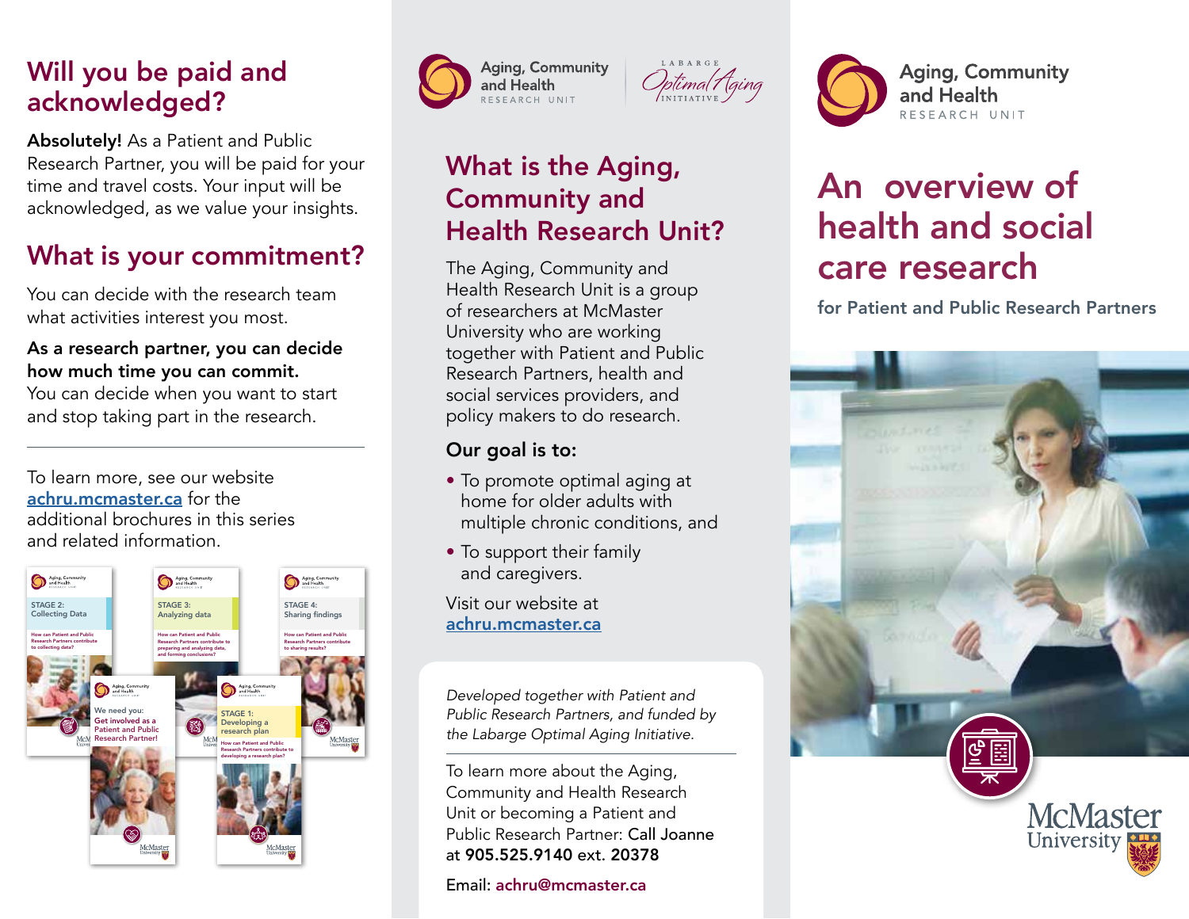## Will you be paid and acknowledged?

**Absolutely!** As a Patient and Public Research Partner, you will be paid for your time and travel costs. Your input will be acknowledged, as we value your insights.

## What is your commitment?

You can decide with the research team what activities interest you most.

**As a research partner, you can decide how much time you can commit.** You can decide when you want to start and stop taking part in the research.

---

To learn more, see our website [achru.mcmaster.ca](achru.mcmaster.ca) for the additional brochures in this series and related information.

Aging, Community and Health RESEARCH UNIT

LABARGE Optimal Aging INITIATIVE

## What is the Aging, Community and Health Research Unit?

The Aging, Community and Health Research Unit is a group of researchers at McMaster University who are working together with Patient and Public Research Partners, health and social services providers, and policy makers to do research.

**Our goal is to:**

- To promote optimal aging at home for older adults with multiple chronic conditions, and
- To support their family and caregivers.

Visit our website at [achru.mcmaster.ca](achru.mcmaster.ca)

*Developed together with Patient and Public Research Partners, and funded by the Labarge Optimal Aging Initiative.*

---

To learn more about the Aging, Community and Health Research Unit or becoming a Patient and Public Research Partner: Call Joanne at **905.525.9140** ext. **20378**

Email: achru@mcmaster.ca

Aging, Community and Health RESEARCH UNIT

# An overview of health and social care research

### for Patient and Public Research Partners

McMaster University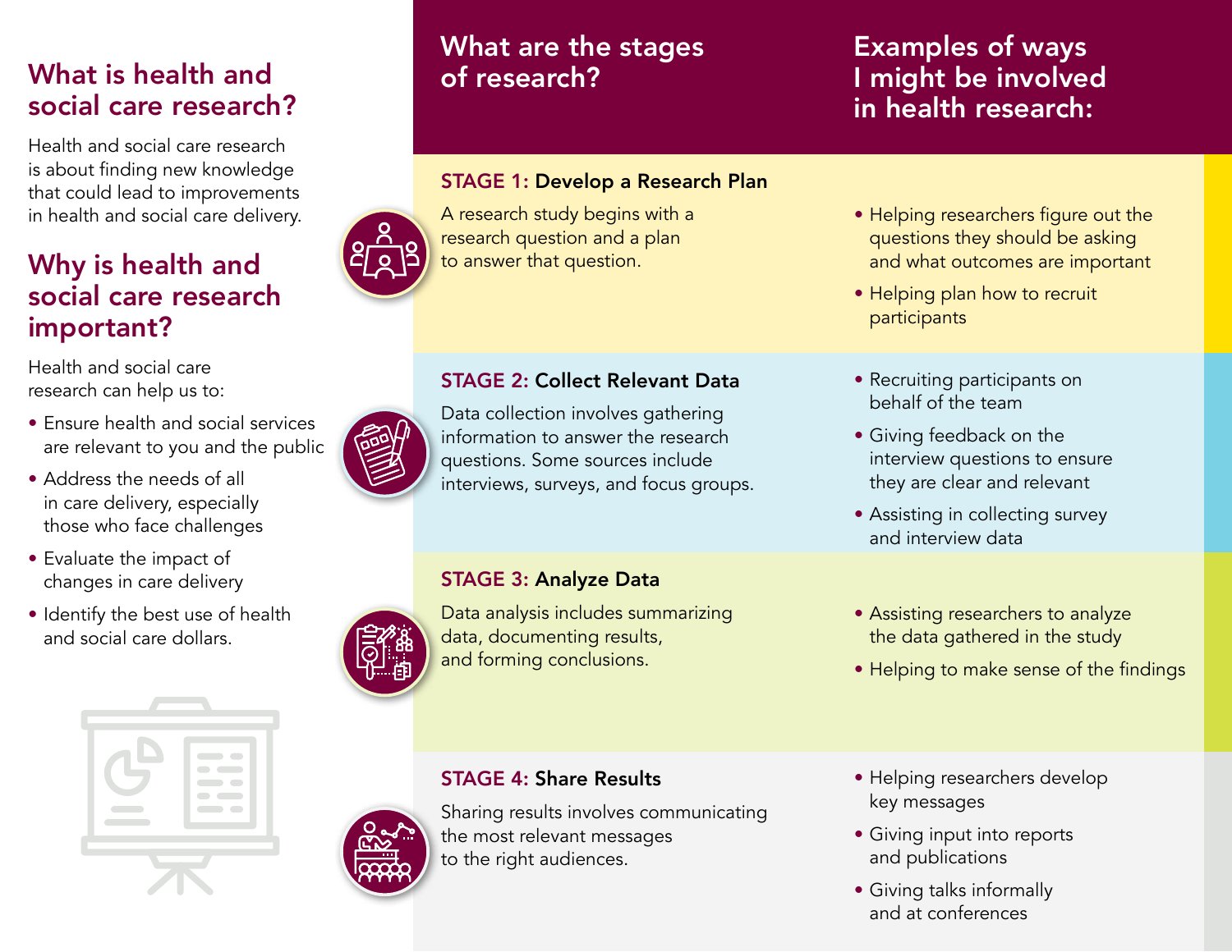## What is health and social care research?

Health and social care research is about finding new knowledge that could lead to improvements in health and social care delivery.

## Why is health and social care research important?

Health and social care research can help us to:

- Ensure health and social services are relevant to you and the public
- Address the needs of all in care delivery, especially those who face challenges
- Evaluate the impact of changes in care delivery
- Identify the best use of health and social care dollars.

| What are the stages of research? | Examples of ways I might be involved in health research: |
|---|---|
| **STAGE 1: Develop a Research Plan**<br>A research study begins with a research question and a plan to answer that question. | • Helping researchers figure out the questions they should be asking and what outcomes are important<br>• Helping plan how to recruit participants |
| **STAGE 2: Collect Relevant Data**<br>Data collection involves gathering information to answer the research questions. Some sources include interviews, surveys, and focus groups. | • Recruiting participants on behalf of the team<br>• Giving feedback on the interview questions to ensure they are clear and relevant<br>• Assisting in collecting survey and interview data |
| **STAGE 3: Analyze Data**<br>Data analysis includes summarizing data, documenting results, and forming conclusions. | • Assisting researchers to analyze the data gathered in the study<br>• Helping to make sense of the findings |
| **STAGE 4: Share Results**<br>Sharing results involves communicating the most relevant messages to the right audiences. | • Helping researchers develop key messages<br>• Giving input into reports and publications<br>• Giving talks informally and at conferences |